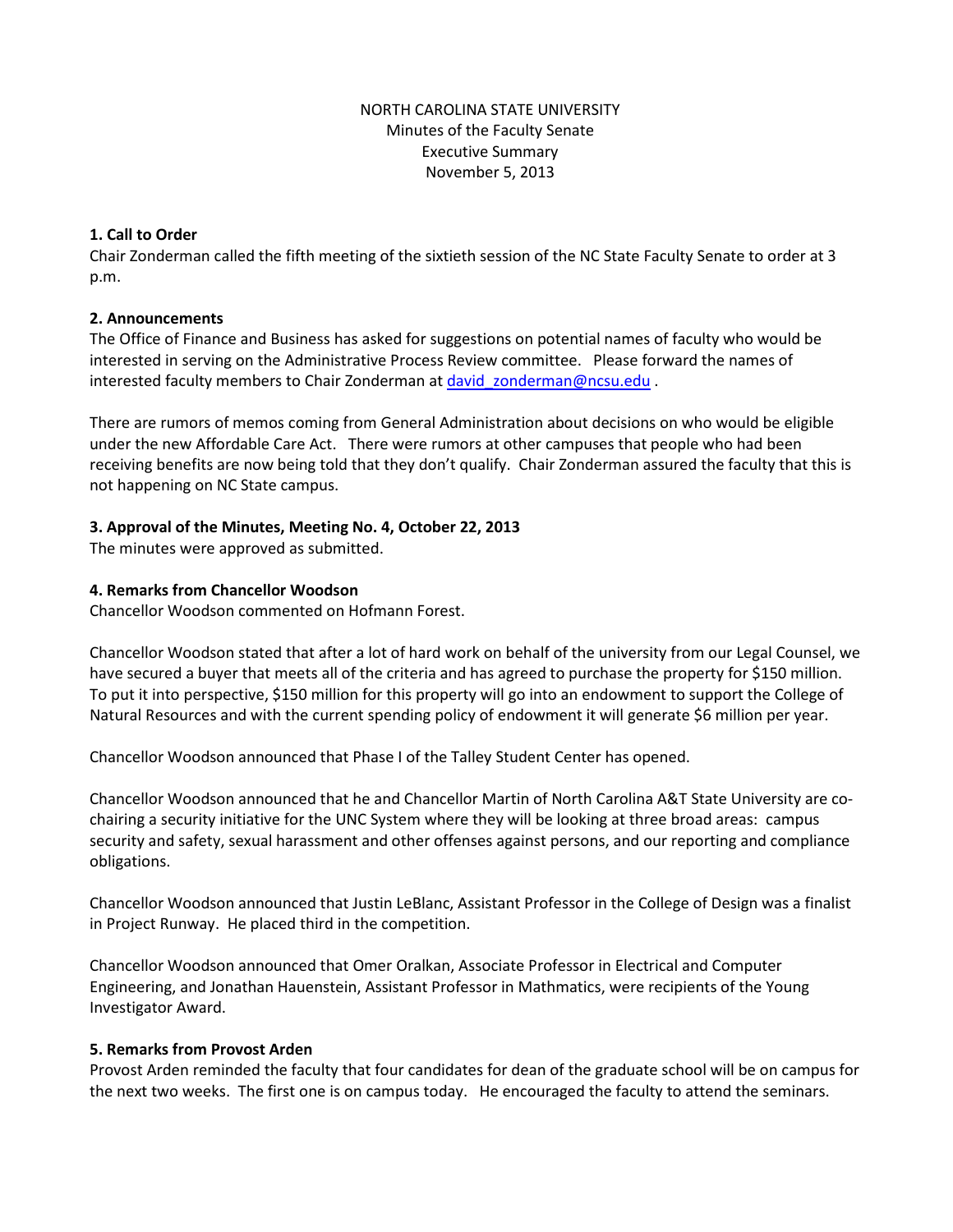NORTH CAROLINA STATE UNIVERSITY
Minutes of the Faculty Senate
Executive Summary
November 5, 2013

**1. Call to Order**
Chair Zonderman called the fifth meeting of the sixtieth session of the NC State Faculty Senate to order at 3 p.m.

**2. Announcements**
The Office of Finance and Business has asked for suggestions on potential names of faculty who would be interested in serving on the Administrative Process Review committee. Please forward the names of interested faculty members to Chair Zonderman at david_zonderman@ncsu.edu .

There are rumors of memos coming from General Administration about decisions on who would be eligible under the new Affordable Care Act. There were rumors at other campuses that people who had been receiving benefits are now being told that they don't qualify. Chair Zonderman assured the faculty that this is not happening on NC State campus.

**3. Approval of the Minutes, Meeting No. 4, October 22, 2013**
The minutes were approved as submitted.

**4. Remarks from Chancellor Woodson**
Chancellor Woodson commented on Hofmann Forest.

Chancellor Woodson stated that after a lot of hard work on behalf of the university from our Legal Counsel, we have secured a buyer that meets all of the criteria and has agreed to purchase the property for $150 million. To put it into perspective, $150 million for this property will go into an endowment to support the College of Natural Resources and with the current spending policy of endowment it will generate $6 million per year.

Chancellor Woodson announced that Phase I of the Talley Student Center has opened.

Chancellor Woodson announced that he and Chancellor Martin of North Carolina A&T State University are co-chairing a security initiative for the UNC System where they will be looking at three broad areas: campus security and safety, sexual harassment and other offenses against persons, and our reporting and compliance obligations.

Chancellor Woodson announced that Justin LeBlanc, Assistant Professor in the College of Design was a finalist in Project Runway. He placed third in the competition.

Chancellor Woodson announced that Omer Oralkan, Associate Professor in Electrical and Computer Engineering, and Jonathan Hauenstein, Assistant Professor in Mathmatics, were recipients of the Young Investigator Award.

**5. Remarks from Provost Arden**
Provost Arden reminded the faculty that four candidates for dean of the graduate school will be on campus for the next two weeks. The first one is on campus today. He encouraged the faculty to attend the seminars.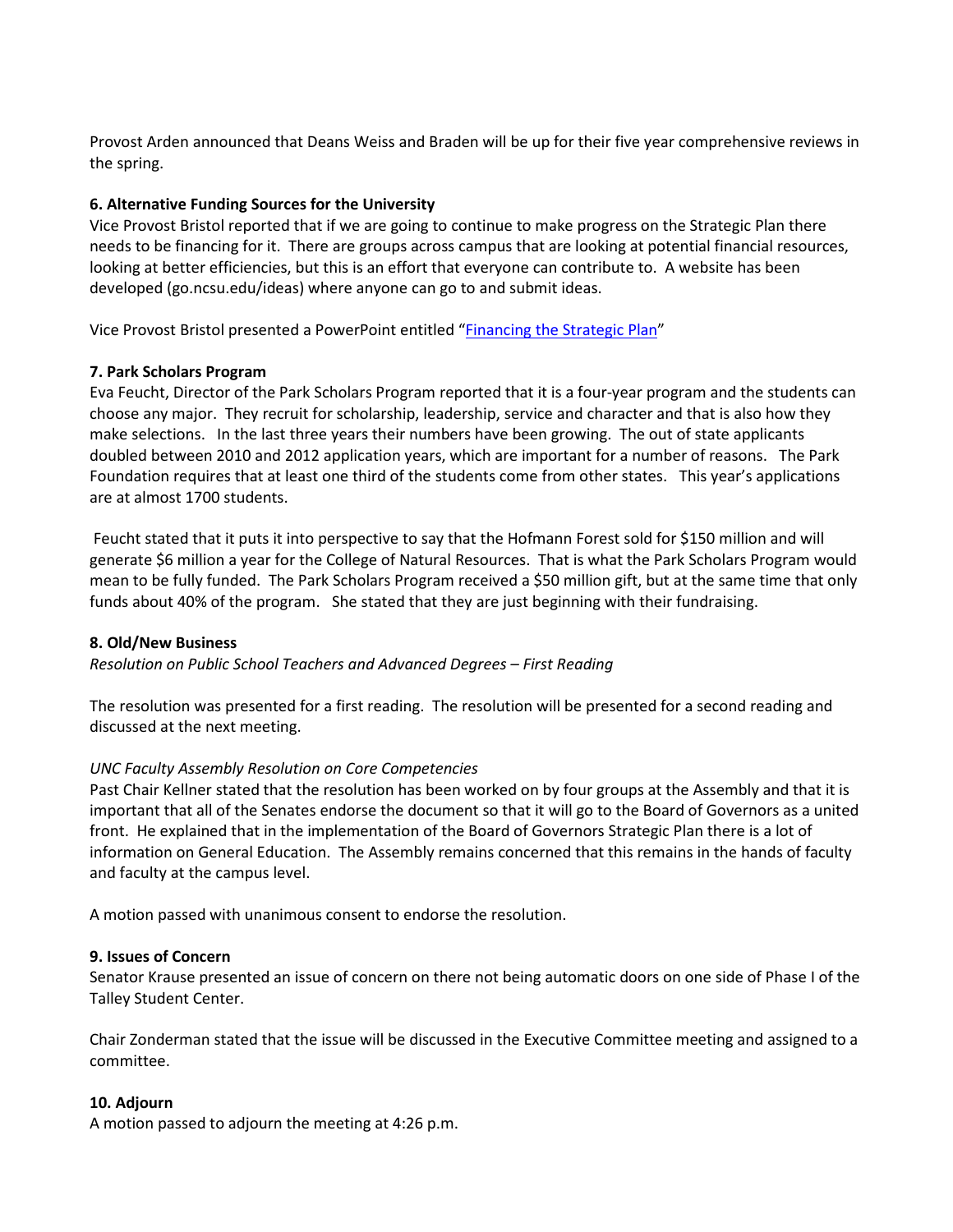Provost Arden announced that Deans Weiss and Braden will be up for their five year comprehensive reviews in the spring.

**6. Alternative Funding Sources for the University**

Vice Provost Bristol reported that if we are going to continue to make progress on the Strategic Plan there needs to be financing for it. There are groups across campus that are looking at potential financial resources, looking at better efficiencies, but this is an effort that everyone can contribute to. A website has been developed (go.ncsu.edu/ideas) where anyone can go to and submit ideas.

Vice Provost Bristol presented a PowerPoint entitled "Financing the Strategic Plan"

**7. Park Scholars Program**

Eva Feucht, Director of the Park Scholars Program reported that it is a four-year program and the students can choose any major. They recruit for scholarship, leadership, service and character and that is also how they make selections. In the last three years their numbers have been growing. The out of state applicants doubled between 2010 and 2012 application years, which are important for a number of reasons. The Park Foundation requires that at least one third of the students come from other states. This year's applications are at almost 1700 students.

Feucht stated that it puts it into perspective to say that the Hofmann Forest sold for $150 million and will generate $6 million a year for the College of Natural Resources. That is what the Park Scholars Program would mean to be fully funded. The Park Scholars Program received a $50 million gift, but at the same time that only funds about 40% of the program. She stated that they are just beginning with their fundraising.

**8. Old/New Business**

*Resolution on Public School Teachers and Advanced Degrees – First Reading*

The resolution was presented for a first reading. The resolution will be presented for a second reading and discussed at the next meeting.

*UNC Faculty Assembly Resolution on Core Competencies*

Past Chair Kellner stated that the resolution has been worked on by four groups at the Assembly and that it is important that all of the Senates endorse the document so that it will go to the Board of Governors as a united front. He explained that in the implementation of the Board of Governors Strategic Plan there is a lot of information on General Education. The Assembly remains concerned that this remains in the hands of faculty and faculty at the campus level.

A motion passed with unanimous consent to endorse the resolution.

**9. Issues of Concern**

Senator Krause presented an issue of concern on there not being automatic doors on one side of Phase I of the Talley Student Center.

Chair Zonderman stated that the issue will be discussed in the Executive Committee meeting and assigned to a committee.

**10. Adjourn**

A motion passed to adjourn the meeting at 4:26 p.m.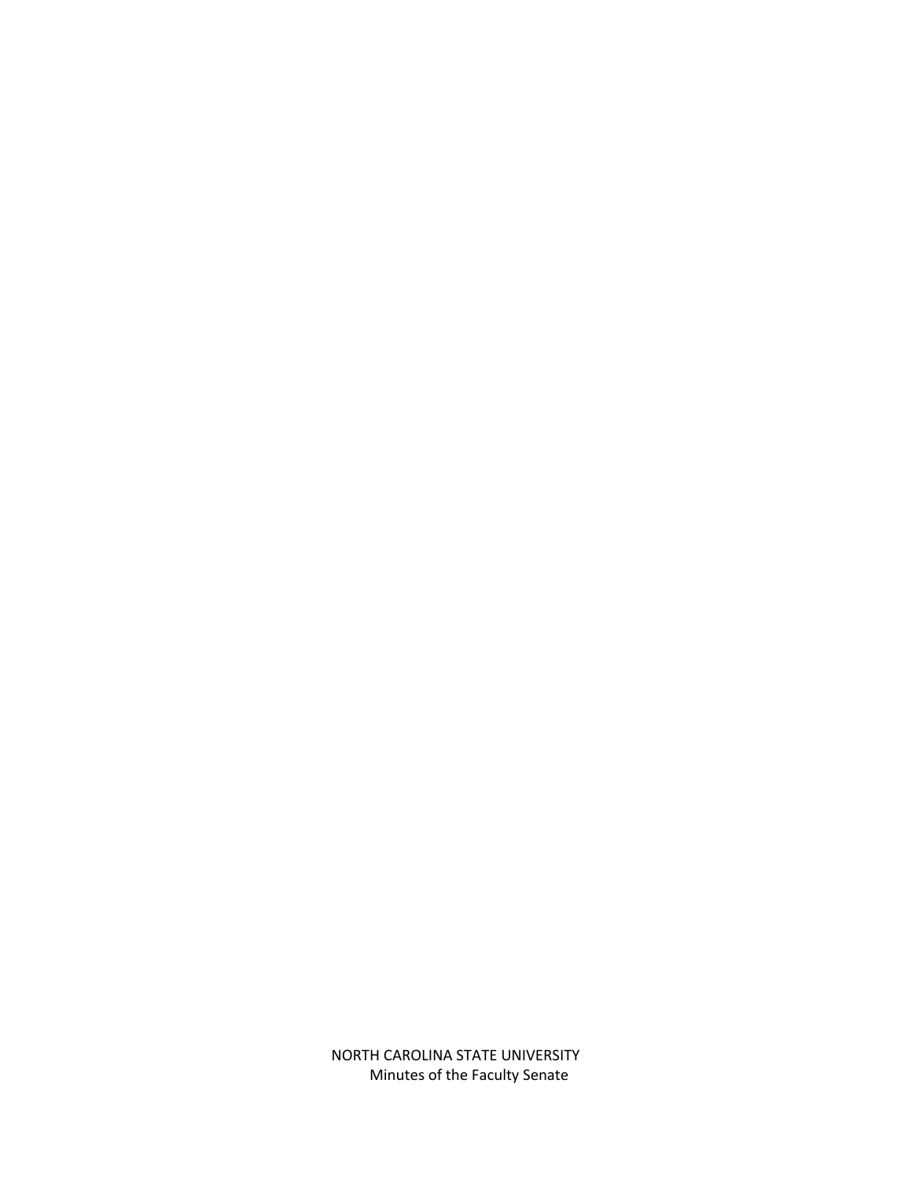NORTH CAROLINA STATE UNIVERSITY
Minutes of the Faculty Senate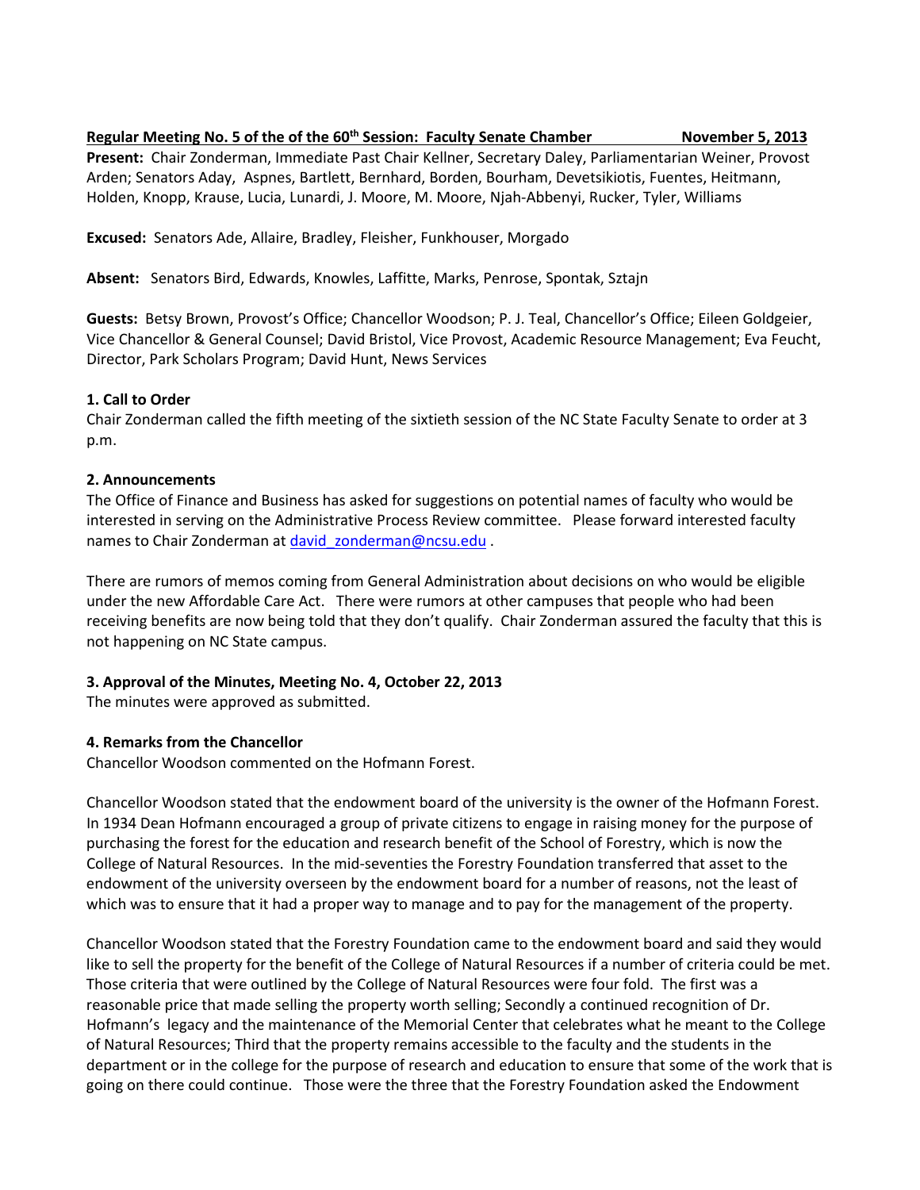**Regular Meeting No. 5 of the of the 60th Session: Faculty Senate Chamber November 5, 2013**

**Present:** Chair Zonderman, Immediate Past Chair Kellner, Secretary Daley, Parliamentarian Weiner, Provost Arden; Senators Aday, Aspnes, Bartlett, Bernhard, Borden, Bourham, Devetsikiotis, Fuentes, Heitmann, Holden, Knopp, Krause, Lucia, Lunardi, J. Moore, M. Moore, Njah-Abbenyi, Rucker, Tyler, Williams

**Excused:** Senators Ade, Allaire, Bradley, Fleisher, Funkhouser, Morgado

**Absent:** Senators Bird, Edwards, Knowles, Laffitte, Marks, Penrose, Spontak, Sztajn

**Guests:** Betsy Brown, Provost's Office; Chancellor Woodson; P. J. Teal, Chancellor's Office; Eileen Goldgeier, Vice Chancellor & General Counsel; David Bristol, Vice Provost, Academic Resource Management; Eva Feucht, Director, Park Scholars Program; David Hunt, News Services

**1. Call to Order**

Chair Zonderman called the fifth meeting of the sixtieth session of the NC State Faculty Senate to order at 3 p.m.

**2. Announcements**

The Office of Finance and Business has asked for suggestions on potential names of faculty who would be interested in serving on the Administrative Process Review committee. Please forward interested faculty names to Chair Zonderman at david_zonderman@ncsu.edu .

There are rumors of memos coming from General Administration about decisions on who would be eligible under the new Affordable Care Act. There were rumors at other campuses that people who had been receiving benefits are now being told that they don't qualify. Chair Zonderman assured the faculty that this is not happening on NC State campus.

**3. Approval of the Minutes, Meeting No. 4, October 22, 2013**

The minutes were approved as submitted.

**4. Remarks from the Chancellor**

Chancellor Woodson commented on the Hofmann Forest.

Chancellor Woodson stated that the endowment board of the university is the owner of the Hofmann Forest. In 1934 Dean Hofmann encouraged a group of private citizens to engage in raising money for the purpose of purchasing the forest for the education and research benefit of the School of Forestry, which is now the College of Natural Resources. In the mid-seventies the Forestry Foundation transferred that asset to the endowment of the university overseen by the endowment board for a number of reasons, not the least of which was to ensure that it had a proper way to manage and to pay for the management of the property.

Chancellor Woodson stated that the Forestry Foundation came to the endowment board and said they would like to sell the property for the benefit of the College of Natural Resources if a number of criteria could be met. Those criteria that were outlined by the College of Natural Resources were four fold. The first was a reasonable price that made selling the property worth selling; Secondly a continued recognition of Dr. Hofmann's legacy and the maintenance of the Memorial Center that celebrates what he meant to the College of Natural Resources; Third that the property remains accessible to the faculty and the students in the department or in the college for the purpose of research and education to ensure that some of the work that is going on there could continue. Those were the three that the Forestry Foundation asked the Endowment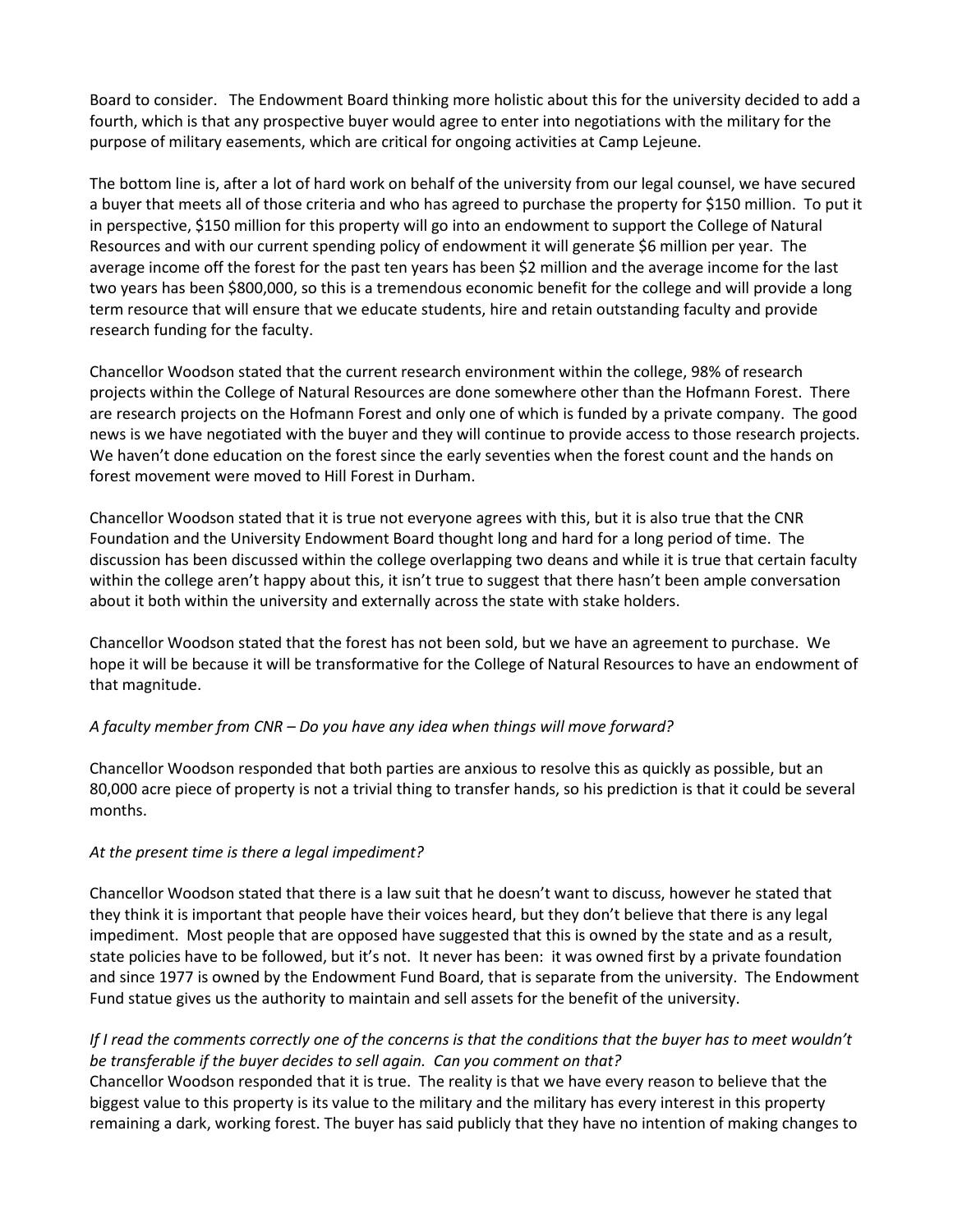Board to consider. The Endowment Board thinking more holistic about this for the university decided to add a fourth, which is that any prospective buyer would agree to enter into negotiations with the military for the purpose of military easements, which are critical for ongoing activities at Camp Lejeune.

The bottom line is, after a lot of hard work on behalf of the university from our legal counsel, we have secured a buyer that meets all of those criteria and who has agreed to purchase the property for $150 million. To put it in perspective, $150 million for this property will go into an endowment to support the College of Natural Resources and with our current spending policy of endowment it will generate $6 million per year. The average income off the forest for the past ten years has been $2 million and the average income for the last two years has been $800,000, so this is a tremendous economic benefit for the college and will provide a long term resource that will ensure that we educate students, hire and retain outstanding faculty and provide research funding for the faculty.

Chancellor Woodson stated that the current research environment within the college, 98% of research projects within the College of Natural Resources are done somewhere other than the Hofmann Forest. There are research projects on the Hofmann Forest and only one of which is funded by a private company. The good news is we have negotiated with the buyer and they will continue to provide access to those research projects. We haven't done education on the forest since the early seventies when the forest count and the hands on forest movement were moved to Hill Forest in Durham.

Chancellor Woodson stated that it is true not everyone agrees with this, but it is also true that the CNR Foundation and the University Endowment Board thought long and hard for a long period of time. The discussion has been discussed within the college overlapping two deans and while it is true that certain faculty within the college aren't happy about this, it isn't true to suggest that there hasn't been ample conversation about it both within the university and externally across the state with stake holders.

Chancellor Woodson stated that the forest has not been sold, but we have an agreement to purchase. We hope it will be because it will be transformative for the College of Natural Resources to have an endowment of that magnitude.

*A faculty member from CNR – Do you have any idea when things will move forward?*

Chancellor Woodson responded that both parties are anxious to resolve this as quickly as possible, but an 80,000 acre piece of property is not a trivial thing to transfer hands, so his prediction is that it could be several months.

*At the present time is there a legal impediment?*

Chancellor Woodson stated that there is a law suit that he doesn't want to discuss, however he stated that they think it is important that people have their voices heard, but they don't believe that there is any legal impediment. Most people that are opposed have suggested that this is owned by the state and as a result, state policies have to be followed, but it's not. It never has been: it was owned first by a private foundation and since 1977 is owned by the Endowment Fund Board, that is separate from the university. The Endowment Fund statue gives us the authority to maintain and sell assets for the benefit of the university.

*If I read the comments correctly one of the concerns is that the conditions that the buyer has to meet wouldn't be transferable if the buyer decides to sell again. Can you comment on that?*

Chancellor Woodson responded that it is true. The reality is that we have every reason to believe that the biggest value to this property is its value to the military and the military has every interest in this property remaining a dark, working forest. The buyer has said publicly that they have no intention of making changes to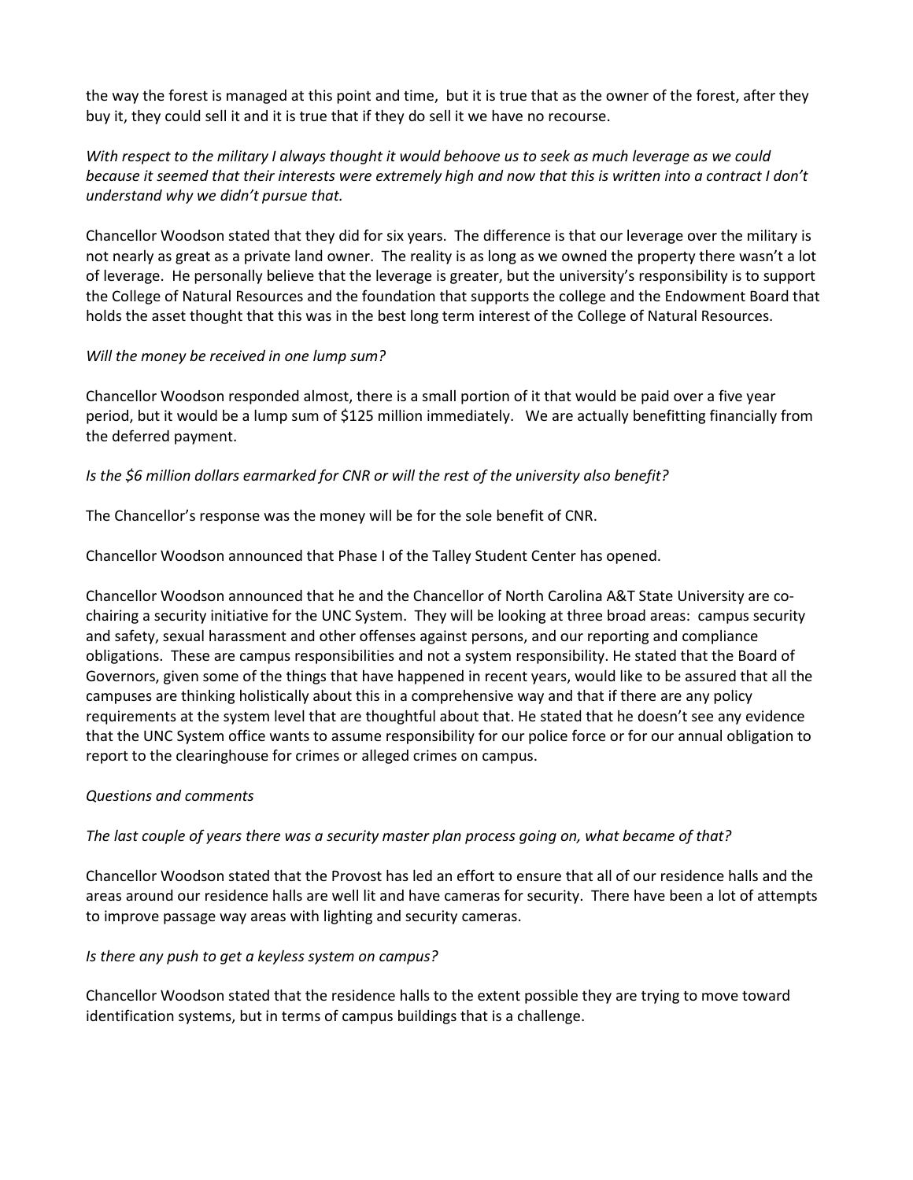the way the forest is managed at this point and time, but it is true that as the owner of the forest, after they buy it, they could sell it and it is true that if they do sell it we have no recourse.

*With respect to the military I always thought it would behoove us to seek as much leverage as we could because it seemed that their interests were extremely high and now that this is written into a contract I don't understand why we didn't pursue that.*

Chancellor Woodson stated that they did for six years. The difference is that our leverage over the military is not nearly as great as a private land owner. The reality is as long as we owned the property there wasn't a lot of leverage. He personally believe that the leverage is greater, but the university's responsibility is to support the College of Natural Resources and the foundation that supports the college and the Endowment Board that holds the asset thought that this was in the best long term interest of the College of Natural Resources.

*Will the money be received in one lump sum?*

Chancellor Woodson responded almost, there is a small portion of it that would be paid over a five year period, but it would be a lump sum of $125 million immediately. We are actually benefitting financially from the deferred payment.

*Is the $6 million dollars earmarked for CNR or will the rest of the university also benefit?*

The Chancellor's response was the money will be for the sole benefit of CNR.

Chancellor Woodson announced that Phase I of the Talley Student Center has opened.

Chancellor Woodson announced that he and the Chancellor of North Carolina A&T State University are co-chairing a security initiative for the UNC System. They will be looking at three broad areas: campus security and safety, sexual harassment and other offenses against persons, and our reporting and compliance obligations. These are campus responsibilities and not a system responsibility. He stated that the Board of Governors, given some of the things that have happened in recent years, would like to be assured that all the campuses are thinking holistically about this in a comprehensive way and that if there are any policy requirements at the system level that are thoughtful about that. He stated that he doesn't see any evidence that the UNC System office wants to assume responsibility for our police force or for our annual obligation to report to the clearinghouse for crimes or alleged crimes on campus.

*Questions and comments*

*The last couple of years there was a security master plan process going on, what became of that?*

Chancellor Woodson stated that the Provost has led an effort to ensure that all of our residence halls and the areas around our residence halls are well lit and have cameras for security. There have been a lot of attempts to improve passage way areas with lighting and security cameras.

*Is there any push to get a keyless system on campus?*

Chancellor Woodson stated that the residence halls to the extent possible they are trying to move toward identification systems, but in terms of campus buildings that is a challenge.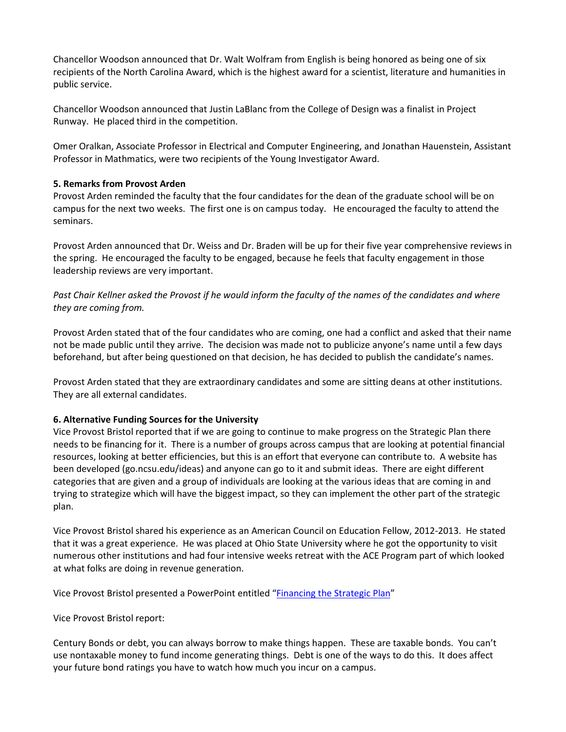Chancellor Woodson announced that Dr. Walt Wolfram from English is being honored as being one of six recipients of the North Carolina Award, which is the highest award for a scientist, literature and humanities in public service.

Chancellor Woodson announced that Justin LaBlanc from the College of Design was a finalist in Project Runway. He placed third in the competition.

Omer Oralkan, Associate Professor in Electrical and Computer Engineering, and Jonathan Hauenstein, Assistant Professor in Mathmatics, were two recipients of the Young Investigator Award.

**5. Remarks from Provost Arden**

Provost Arden reminded the faculty that the four candidates for the dean of the graduate school will be on campus for the next two weeks. The first one is on campus today. He encouraged the faculty to attend the seminars.

Provost Arden announced that Dr. Weiss and Dr. Braden will be up for their five year comprehensive reviews in the spring. He encouraged the faculty to be engaged, because he feels that faculty engagement in those leadership reviews are very important.

*Past Chair Kellner asked the Provost if he would inform the faculty of the names of the candidates and where they are coming from.*

Provost Arden stated that of the four candidates who are coming, one had a conflict and asked that their name not be made public until they arrive. The decision was made not to publicize anyone's name until a few days beforehand, but after being questioned on that decision, he has decided to publish the candidate's names.

Provost Arden stated that they are extraordinary candidates and some are sitting deans at other institutions. They are all external candidates.

**6. Alternative Funding Sources for the University**

Vice Provost Bristol reported that if we are going to continue to make progress on the Strategic Plan there needs to be financing for it. There is a number of groups across campus that are looking at potential financial resources, looking at better efficiencies, but this is an effort that everyone can contribute to. A website has been developed (go.ncsu.edu/ideas) and anyone can go to it and submit ideas. There are eight different categories that are given and a group of individuals are looking at the various ideas that are coming in and trying to strategize which will have the biggest impact, so they can implement the other part of the strategic plan.

Vice Provost Bristol shared his experience as an American Council on Education Fellow, 2012-2013. He stated that it was a great experience. He was placed at Ohio State University where he got the opportunity to visit numerous other institutions and had four intensive weeks retreat with the ACE Program part of which looked at what folks are doing in revenue generation.

Vice Provost Bristol presented a PowerPoint entitled "Financing the Strategic Plan"

Vice Provost Bristol report:

Century Bonds or debt, you can always borrow to make things happen. These are taxable bonds. You can't use nontaxable money to fund income generating things. Debt is one of the ways to do this. It does affect your future bond ratings you have to watch how much you incur on a campus.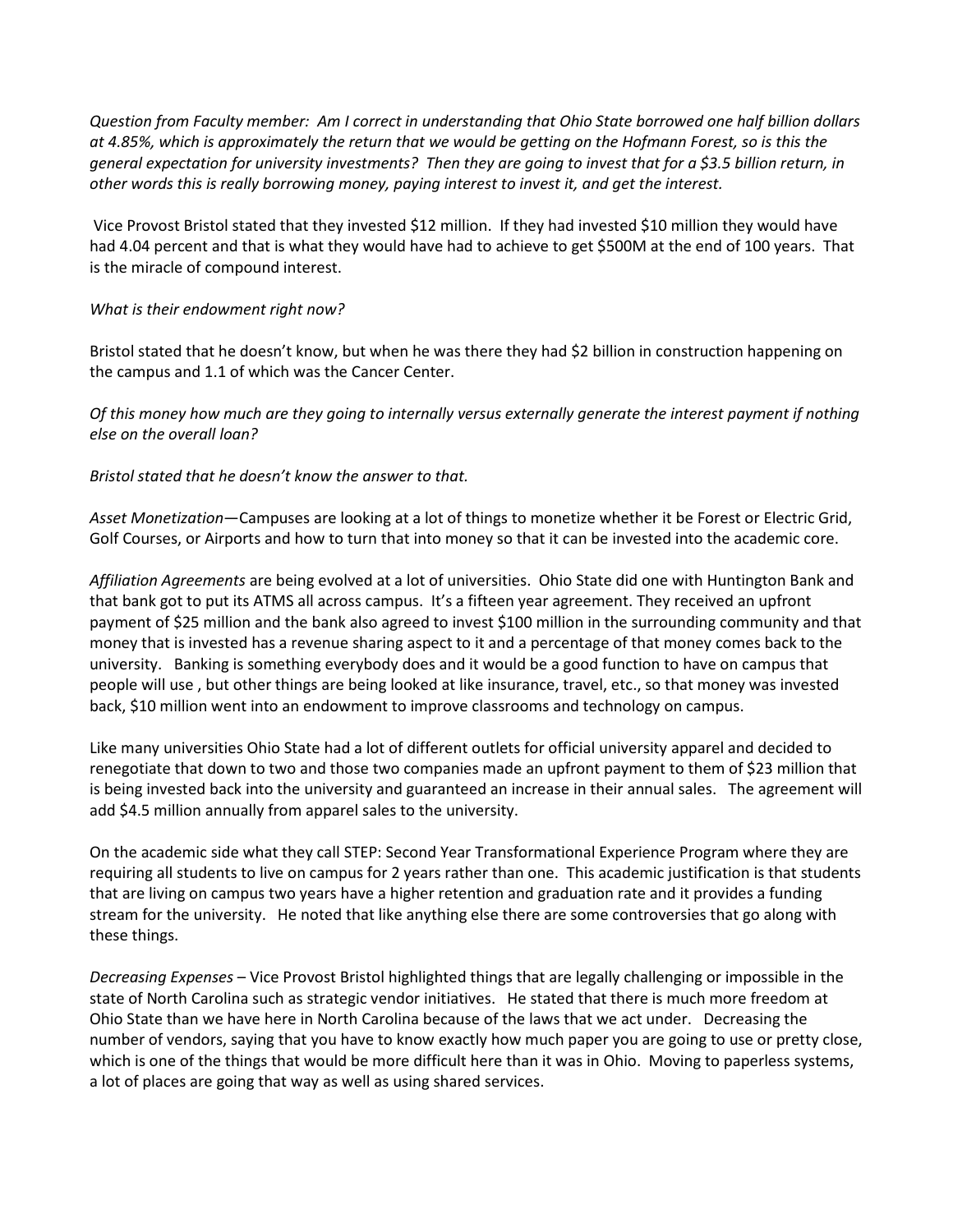*Question from Faculty member: Am I correct in understanding that Ohio State borrowed one half billion dollars at 4.85%, which is approximately the return that we would be getting on the Hofmann Forest, so is this the general expectation for university investments? Then they are going to invest that for a $3.5 billion return, in other words this is really borrowing money, paying interest to invest it, and get the interest.*

Vice Provost Bristol stated that they invested $12 million. If they had invested $10 million they would have had 4.04 percent and that is what they would have had to achieve to get $500M at the end of 100 years. That is the miracle of compound interest.

*What is their endowment right now?*

Bristol stated that he doesn't know, but when he was there they had $2 billion in construction happening on the campus and 1.1 of which was the Cancer Center.

*Of this money how much are they going to internally versus externally generate the interest payment if nothing else on the overall loan?*

*Bristol stated that he doesn't know the answer to that.*

*Asset Monetization*—Campuses are looking at a lot of things to monetize whether it be Forest or Electric Grid, Golf Courses, or Airports and how to turn that into money so that it can be invested into the academic core.

*Affiliation Agreements* are being evolved at a lot of universities. Ohio State did one with Huntington Bank and that bank got to put its ATMS all across campus. It's a fifteen year agreement. They received an upfront payment of $25 million and the bank also agreed to invest $100 million in the surrounding community and that money that is invested has a revenue sharing aspect to it and a percentage of that money comes back to the university. Banking is something everybody does and it would be a good function to have on campus that people will use , but other things are being looked at like insurance, travel, etc., so that money was invested back, $10 million went into an endowment to improve classrooms and technology on campus.

Like many universities Ohio State had a lot of different outlets for official university apparel and decided to renegotiate that down to two and those two companies made an upfront payment to them of $23 million that is being invested back into the university and guaranteed an increase in their annual sales. The agreement will add $4.5 million annually from apparel sales to the university.

On the academic side what they call STEP: Second Year Transformational Experience Program where they are requiring all students to live on campus for 2 years rather than one. This academic justification is that students that are living on campus two years have a higher retention and graduation rate and it provides a funding stream for the university. He noted that like anything else there are some controversies that go along with these things.

*Decreasing Expenses* – Vice Provost Bristol highlighted things that are legally challenging or impossible in the state of North Carolina such as strategic vendor initiatives. He stated that there is much more freedom at Ohio State than we have here in North Carolina because of the laws that we act under. Decreasing the number of vendors, saying that you have to know exactly how much paper you are going to use or pretty close, which is one of the things that would be more difficult here than it was in Ohio. Moving to paperless systems, a lot of places are going that way as well as using shared services.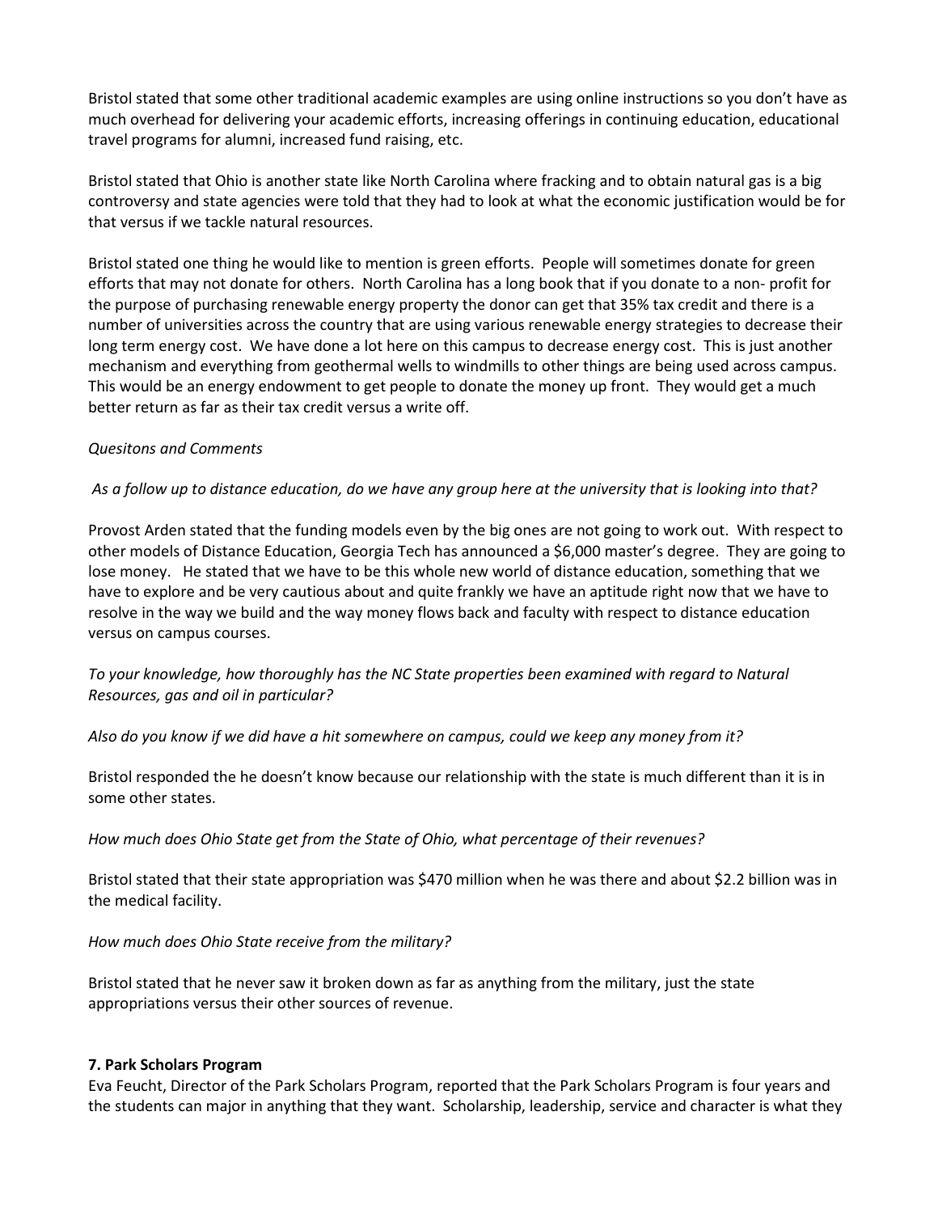Bristol stated that some other traditional academic examples are using online instructions so you don't have as much overhead for delivering your academic efforts, increasing offerings in continuing education, educational travel programs for alumni, increased fund raising, etc.

Bristol stated that Ohio is another state like North Carolina where fracking and to obtain natural gas is a big controversy and state agencies were told that they had to look at what the economic justification would be for that versus if we tackle natural resources.

Bristol stated one thing he would like to mention is green efforts. People will sometimes donate for green efforts that may not donate for others. North Carolina has a long book that if you donate to a non- profit for the purpose of purchasing renewable energy property the donor can get that 35% tax credit and there is a number of universities across the country that are using various renewable energy strategies to decrease their long term energy cost. We have done a lot here on this campus to decrease energy cost. This is just another mechanism and everything from geothermal wells to windmills to other things are being used across campus. This would be an energy endowment to get people to donate the money up front. They would get a much better return as far as their tax credit versus a write off.

*Quesitons and Comments*

*As a follow up to distance education, do we have any group here at the university that is looking into that?*

Provost Arden stated that the funding models even by the big ones are not going to work out. With respect to other models of Distance Education, Georgia Tech has announced a $6,000 master's degree. They are going to lose money. He stated that we have to be this whole new world of distance education, something that we have to explore and be very cautious about and quite frankly we have an aptitude right now that we have to resolve in the way we build and the way money flows back and faculty with respect to distance education versus on campus courses.

*To your knowledge, how thoroughly has the NC State properties been examined with regard to Natural Resources, gas and oil in particular?*

*Also do you know if we did have a hit somewhere on campus, could we keep any money from it?*

Bristol responded the he doesn't know because our relationship with the state is much different than it is in some other states.

*How much does Ohio State get from the State of Ohio, what percentage of their revenues?*

Bristol stated that their state appropriation was $470 million when he was there and about $2.2 billion was in the medical facility.

*How much does Ohio State receive from the military?*

Bristol stated that he never saw it broken down as far as anything from the military, just the state appropriations versus their other sources of revenue.

**7. Park Scholars Program**

Eva Feucht, Director of the Park Scholars Program, reported that the Park Scholars Program is four years and the students can major in anything that they want. Scholarship, leadership, service and character is what they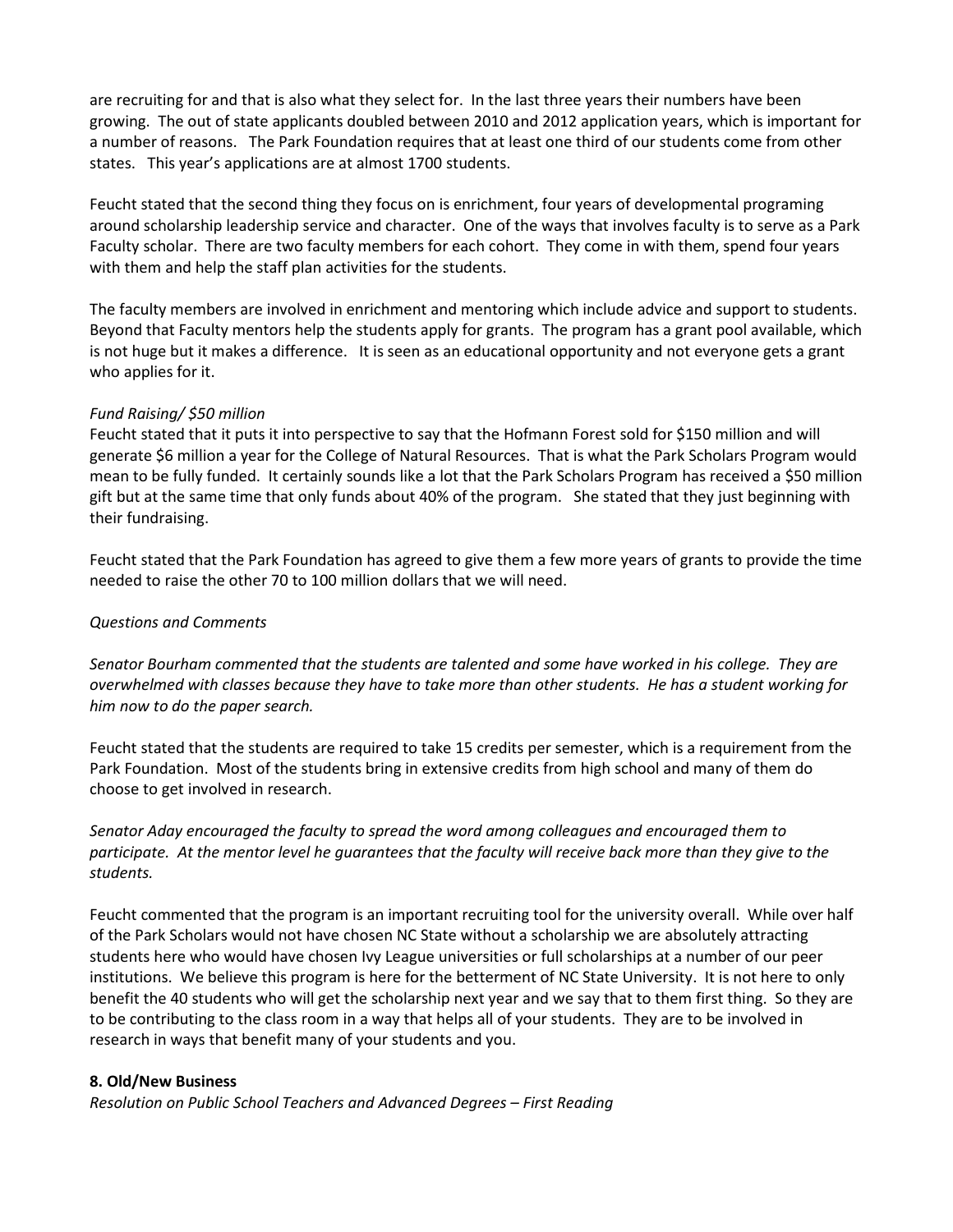are recruiting for and that is also what they select for. In the last three years their numbers have been growing. The out of state applicants doubled between 2010 and 2012 application years, which is important for a number of reasons. The Park Foundation requires that at least one third of our students come from other states. This year's applications are at almost 1700 students.

Feucht stated that the second thing they focus on is enrichment, four years of developmental programing around scholarship leadership service and character. One of the ways that involves faculty is to serve as a Park Faculty scholar. There are two faculty members for each cohort. They come in with them, spend four years with them and help the staff plan activities for the students.

The faculty members are involved in enrichment and mentoring which include advice and support to students. Beyond that Faculty mentors help the students apply for grants. The program has a grant pool available, which is not huge but it makes a difference. It is seen as an educational opportunity and not everyone gets a grant who applies for it.

*Fund Raising/ $50 million*

Feucht stated that it puts it into perspective to say that the Hofmann Forest sold for $150 million and will generate $6 million a year for the College of Natural Resources. That is what the Park Scholars Program would mean to be fully funded. It certainly sounds like a lot that the Park Scholars Program has received a $50 million gift but at the same time that only funds about 40% of the program. She stated that they just beginning with their fundraising.

Feucht stated that the Park Foundation has agreed to give them a few more years of grants to provide the time needed to raise the other 70 to 100 million dollars that we will need.

*Questions and Comments*

*Senator Bourham commented that the students are talented and some have worked in his college. They are overwhelmed with classes because they have to take more than other students. He has a student working for him now to do the paper search.*

Feucht stated that the students are required to take 15 credits per semester, which is a requirement from the Park Foundation. Most of the students bring in extensive credits from high school and many of them do choose to get involved in research.

*Senator Aday encouraged the faculty to spread the word among colleagues and encouraged them to participate. At the mentor level he guarantees that the faculty will receive back more than they give to the students.*

Feucht commented that the program is an important recruiting tool for the university overall. While over half of the Park Scholars would not have chosen NC State without a scholarship we are absolutely attracting students here who would have chosen Ivy League universities or full scholarships at a number of our peer institutions. We believe this program is here for the betterment of NC State University. It is not here to only benefit the 40 students who will get the scholarship next year and we say that to them first thing. So they are to be contributing to the class room in a way that helps all of your students. They are to be involved in research in ways that benefit many of your students and you.

**8. Old/New Business**

*Resolution on Public School Teachers and Advanced Degrees – First Reading*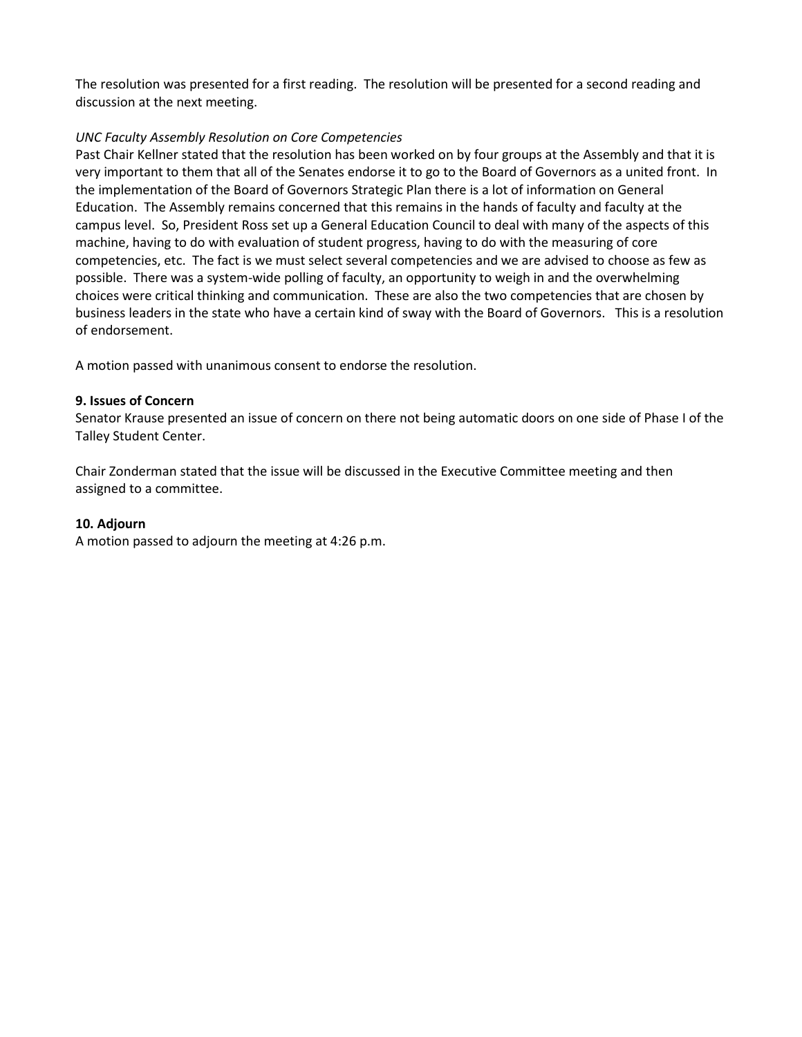The resolution was presented for a first reading. The resolution will be presented for a second reading and discussion at the next meeting.

*UNC Faculty Assembly Resolution on Core Competencies*

Past Chair Kellner stated that the resolution has been worked on by four groups at the Assembly and that it is very important to them that all of the Senates endorse it to go to the Board of Governors as a united front. In the implementation of the Board of Governors Strategic Plan there is a lot of information on General Education. The Assembly remains concerned that this remains in the hands of faculty and faculty at the campus level. So, President Ross set up a General Education Council to deal with many of the aspects of this machine, having to do with evaluation of student progress, having to do with the measuring of core competencies, etc. The fact is we must select several competencies and we are advised to choose as few as possible. There was a system-wide polling of faculty, an opportunity to weigh in and the overwhelming choices were critical thinking and communication. These are also the two competencies that are chosen by business leaders in the state who have a certain kind of sway with the Board of Governors. This is a resolution of endorsement.

A motion passed with unanimous consent to endorse the resolution.

**9. Issues of Concern**

Senator Krause presented an issue of concern on there not being automatic doors on one side of Phase I of the Talley Student Center.

Chair Zonderman stated that the issue will be discussed in the Executive Committee meeting and then assigned to a committee.

**10. Adjourn**

A motion passed to adjourn the meeting at 4:26 p.m.